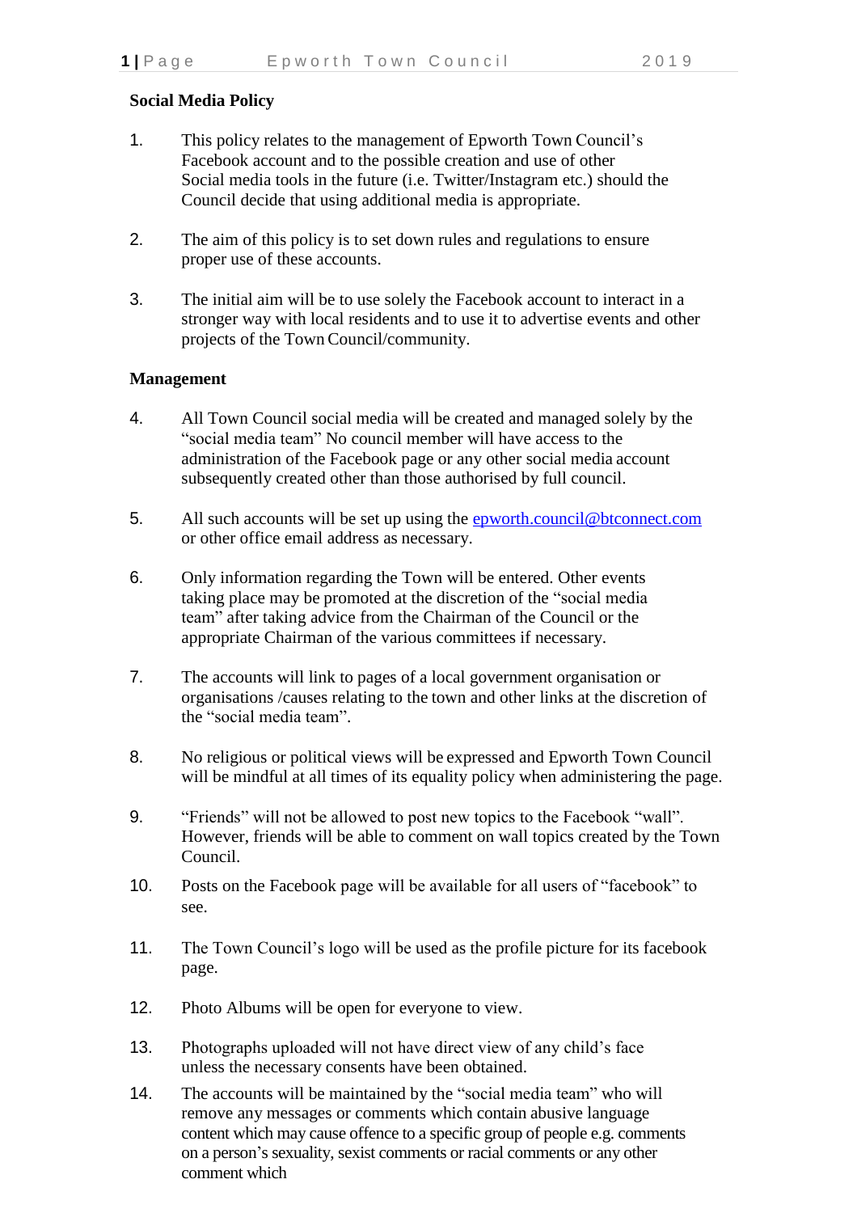**Social Media Policy**

1. This policy relates to the management of Epworth Town Council's Facebook account and to the possible creation and use of other Social media tools in the future (i.e. Twitter/Instagram etc.) should the Council decide that using additional media is appropriate.

2. The aim of this policy is to set down rules and regulations to ensure proper use of these accounts.

3. The initial aim will be to use solely the Facebook account to interact in a stronger way with local residents and to use it to advertise events and other projects of the Town Council/community.

**Management**

4. All Town Council social media will be created and managed solely by the "social media team" No council member will have access to the administration of the Facebook page or any other social media account subsequently created other than those authorised by full council.

5. All such accounts will be set up using the epworth.council@btconnect.com or other office email address as necessary.

6. Only information regarding the Town will be entered. Other events taking place may be promoted at the discretion of the "social media team" after taking advice from the Chairman of the Council or the appropriate Chairman of the various committees if necessary.

7. The accounts will link to pages of a local government organisation or organisations /causes relating to the town and other links at the discretion of the "social media team".

8. No religious or political views will be expressed and Epworth Town Council will be mindful at all times of its equality policy when administering the page.

9. "Friends" will not be allowed to post new topics to the Facebook "wall". However, friends will be able to comment on wall topics created by the Town Council.

10. Posts on the Facebook page will be available for all users of "facebook" to see.

11. The Town Council's logo will be used as the profile picture for its facebook page.

12. Photo Albums will be open for everyone to view.

13. Photographs uploaded will not have direct view of any child's face unless the necessary consents have been obtained.

14. The accounts will be maintained by the "social media team" who will remove any messages or comments which contain abusive language content which may cause offence to a specific group of people e.g. comments on a person's sexuality, sexist comments or racial comments or any other comment which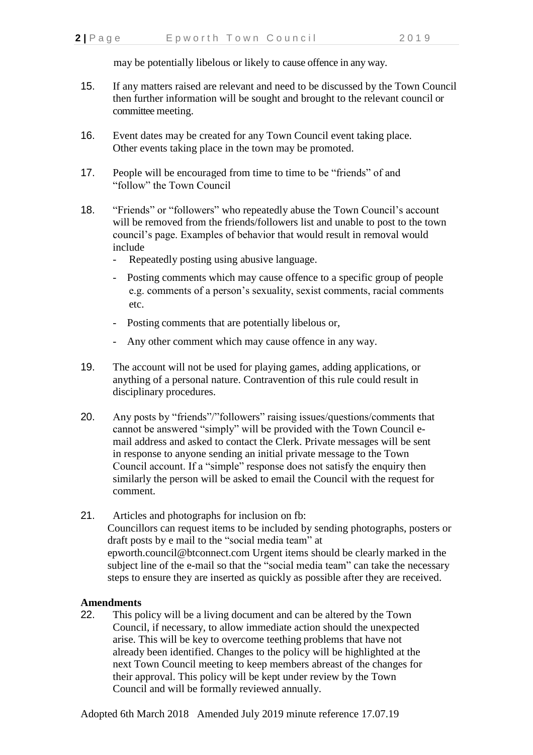may be potentially libelous or likely to cause offence in any way.

15. If any matters raised are relevant and need to be discussed by the Town Council then further information will be sought and brought to the relevant council or committee meeting.

16. Event dates may be created for any Town Council event taking place. Other events taking place in the town may be promoted.

17. People will be encouraged from time to time to be "friends" of and "follow" the Town Council

18. "Friends" or "followers" who repeatedly abuse the Town Council's account will be removed from the friends/followers list and unable to post to the town council's page. Examples of behavior that would result in removal would include
    - Repeatedly posting using abusive language.
    - Posting comments which may cause offence to a specific group of people e.g. comments of a person's sexuality, sexist comments, racial comments etc.
    - Posting comments that are potentially libelous or,
    - Any other comment which may cause offence in any way.

19. The account will not be used for playing games, adding applications, or anything of a personal nature. Contravention of this rule could result in disciplinary procedures.

20. Any posts by "friends"/"followers" raising issues/questions/comments that cannot be answered "simply" will be provided with the Town Council e-mail address and asked to contact the Clerk. Private messages will be sent in response to anyone sending an initial private message to the Town Council account. If a "simple" response does not satisfy the enquiry then similarly the person will be asked to email the Council with the request for comment.

21. Articles and photographs for inclusion on fb:
    Councillors can request items to be included by sending photographs, posters or draft posts by e mail to the "social media team" at epworth.council@btconnect.com Urgent items should be clearly marked in the subject line of the e-mail so that the "social media team" can take the necessary steps to ensure they are inserted as quickly as possible after they are received.

**Amendments**

22. This policy will be a living document and can be altered by the Town Council, if necessary, to allow immediate action should the unexpected arise. This will be key to overcome teething problems that have not already been identified. Changes to the policy will be highlighted at the next Town Council meeting to keep members abreast of the changes for their approval. This policy will be kept under review by the Town Council and will be formally reviewed annually.

Adopted 6th March 2018 Amended July 2019 minute reference 17.07.19